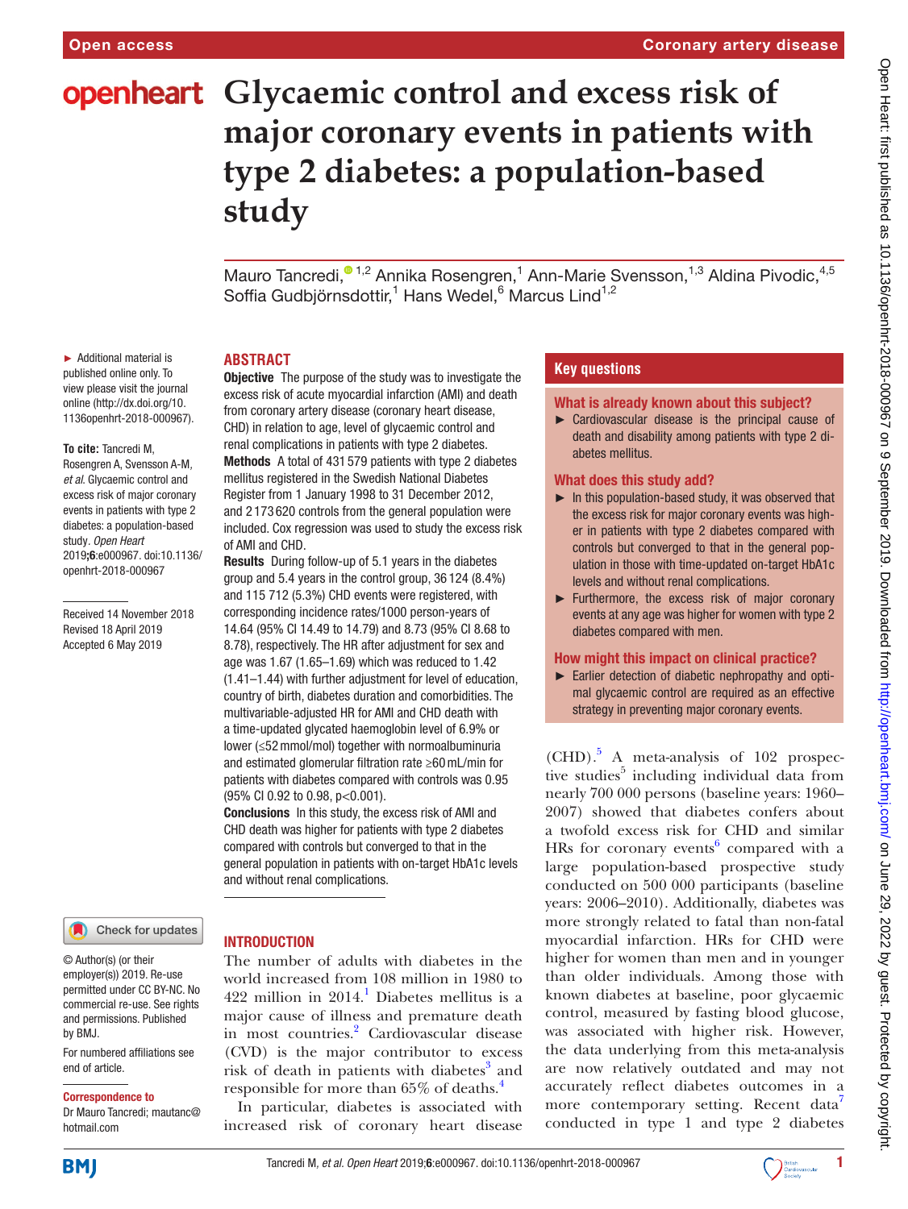# Glycaemic control and excess risk of major coronary events in patients with type 2 diabetes: a population-based study

Mauro Tancredi,[1,2] Annika Rosengren,[1] Ann-Marie Svensson,[1,3] Aldina Pivodic,[4,5] Soffia Gudbjörnsdottir,[1] Hans Wedel,[6] Marcus Lind[1,2]

► Additional material is published online only. To view please visit the journal online (http://dx.doi.org/10.1136openhrt-2018-000967).

**To cite:** Tancredi M, Rosengren A, Svensson A-M, *et al*. Glycaemic control and excess risk of major coronary events in patients with type 2 diabetes: a population-based study. *Open Heart* 2019;**6**:e000967. doi:10.1136/openhrt-2018-000967

Received 14 November 2018
Revised 18 April 2019
Accepted 6 May 2019

## ABSTRACT

**Objective** The purpose of the study was to investigate the excess risk of acute myocardial infarction (AMI) and death from coronary artery disease (coronary heart disease, CHD) in relation to age, level of glycaemic control and renal complications in patients with type 2 diabetes.

**Methods** A total of 431 579 patients with type 2 diabetes mellitus registered in the Swedish National Diabetes Register from 1 January 1998 to 31 December 2012, and 2 173 620 controls from the general population were included. Cox regression was used to study the excess risk of AMI and CHD.

**Results** During follow-up of 5.1 years in the diabetes group and 5.4 years in the control group, 36 124 (8.4%) and 115 712 (5.3%) CHD events were registered, with corresponding incidence rates/1000 person-years of 14.64 (95% CI 14.49 to 14.79) and 8.73 (95% CI 8.68 to 8.78), respectively. The HR after adjustment for sex and age was 1.67 (1.65–1.69) which was reduced to 1.42 (1.41–1.44) with further adjustment for level of education, country of birth, diabetes duration and comorbidities. The multivariable-adjusted HR for AMI and CHD death with a time-updated glycated haemoglobin level of 6.9% or lower (≤52 mmol/mol) together with normoalbuminuria and estimated glomerular filtration rate ≥60 mL/min for patients with diabetes compared with controls was 0.95 (95% CI 0.92 to 0.98, p<0.001).

**Conclusions** In this study, the excess risk of AMI and CHD death was higher for patients with type 2 diabetes compared with controls but converged to that in the general population in patients with on-target HbA1c levels and without renal complications.

### Key questions

**What is already known about this subject?**

- Cardiovascular disease is the principal cause of death and disability among patients with type 2 diabetes mellitus.

**What does this study add?**

- In this population-based study, it was observed that the excess risk for major coronary events was higher in patients with type 2 diabetes compared with controls but converged to that in the general population in those with time-updated on-target HbA1c levels and without renal complications.
- Furthermore, the excess risk of major coronary events at any age was higher for women with type 2 diabetes compared with men.

**How might this impact on clinical practice?**

- Earlier detection of diabetic nephropathy and optimal glycaemic control are required as an effective strategy in preventing major coronary events.

## INTRODUCTION

The number of adults with diabetes in the world increased from 108 million in 1980 to 422 million in 2014.[1] Diabetes mellitus is a major cause of illness and premature death in most countries.[2] Cardiovascular disease (CVD) is the major contributor to excess risk of death in patients with diabetes[3] and responsible for more than 65% of deaths.[4]

In particular, diabetes is associated with increased risk of coronary heart disease (CHD).[5] A meta-analysis of 102 prospective studies[5] including individual data from nearly 700 000 persons (baseline years: 1960–2007) showed that diabetes confers about a twofold excess risk for CHD and similar HRs for coronary events[6] compared with a large population-based prospective study conducted on 500 000 participants (baseline years: 2006–2010). Additionally, diabetes was more strongly related to fatal than non-fatal myocardial infarction. HRs for CHD were higher for women than men and in younger than older individuals. Among those with known diabetes at baseline, poor glycaemic control, measured by fasting blood glucose, was associated with higher risk. However, the data underlying from this meta-analysis are now relatively outdated and may not accurately reflect diabetes outcomes in a more contemporary setting. Recent data[7] conducted in type 1 and type 2 diabetes

© Author(s) (or their employer(s)) 2019. Re-use permitted under CC BY-NC. No commercial re-use. See rights and permissions. Published by BMJ.

For numbered affiliations see end of article.

**Correspondence to**
Dr Mauro Tancredi; mautanc@hotmail.com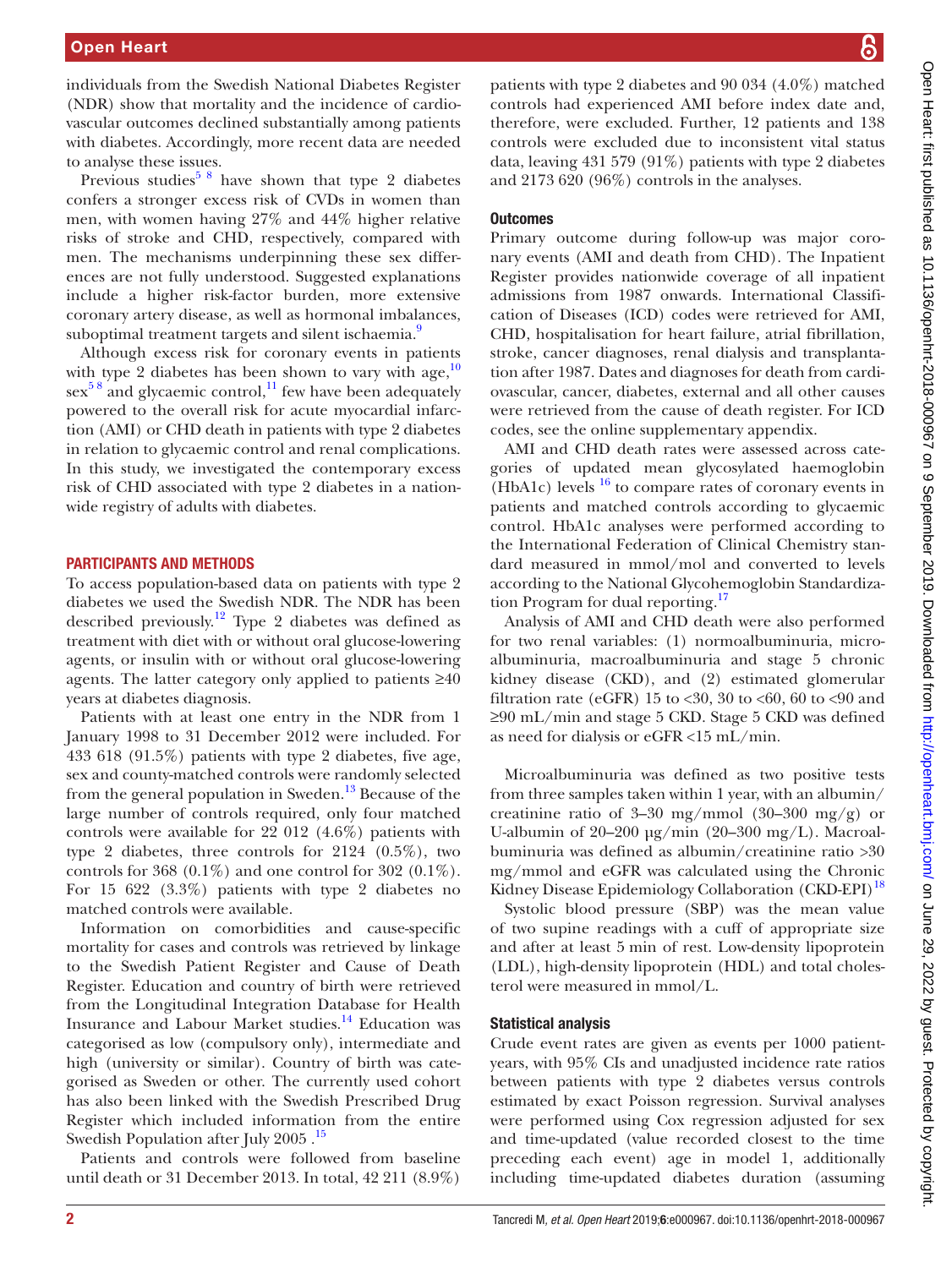individuals from the Swedish National Diabetes Register (NDR) show that mortality and the incidence of cardiovascular outcomes declined substantially among patients with diabetes. Accordingly, more recent data are needed to analyse these issues.

Previous studies[5 8] have shown that type 2 diabetes confers a stronger excess risk of CVDs in women than men, with women having 27% and 44% higher relative risks of stroke and CHD, respectively, compared with men. The mechanisms underpinning these sex differences are not fully understood. Suggested explanations include a higher risk-factor burden, more extensive coronary artery disease, as well as hormonal imbalances, suboptimal treatment targets and silent ischaemia.[9]

Although excess risk for coronary events in patients with type 2 diabetes has been shown to vary with age,[10] sex[5 8] and glycaemic control,[11] few have been adequately powered to the overall risk for acute myocardial infarction (AMI) or CHD death in patients with type 2 diabetes in relation to glycaemic control and renal complications. In this study, we investigated the contemporary excess risk of CHD associated with type 2 diabetes in a nationwide registry of adults with diabetes.

## PARTICIPANTS AND METHODS

To access population-based data on patients with type 2 diabetes we used the Swedish NDR. The NDR has been described previously.[12] Type 2 diabetes was defined as treatment with diet with or without oral glucose-lowering agents, or insulin with or without oral glucose-lowering agents. The latter category only applied to patients ≥40 years at diabetes diagnosis.

Patients with at least one entry in the NDR from 1 January 1998 to 31 December 2012 were included. For 433 618 (91.5%) patients with type 2 diabetes, five age, sex and county-matched controls were randomly selected from the general population in Sweden.[13] Because of the large number of controls required, only four matched controls were available for 22 012 (4.6%) patients with type 2 diabetes, three controls for 2124 (0.5%), two controls for 368 (0.1%) and one control for 302 (0.1%). For 15 622 (3.3%) patients with type 2 diabetes no matched controls were available.

Information on comorbidities and cause-specific mortality for cases and controls was retrieved by linkage to the Swedish Patient Register and Cause of Death Register. Education and country of birth were retrieved from the Longitudinal Integration Database for Health Insurance and Labour Market studies.[14] Education was categorised as low (compulsory only), intermediate and high (university or similar). Country of birth was categorised as Sweden or other. The currently used cohort has also been linked with the Swedish Prescribed Drug Register which included information from the entire Swedish Population after July 2005 .[15]

Patients and controls were followed from baseline until death or 31 December 2013. In total, 42 211 (8.9%) patients with type 2 diabetes and 90 034 (4.0%) matched controls had experienced AMI before index date and, therefore, were excluded. Further, 12 patients and 138 controls were excluded due to inconsistent vital status data, leaving 431 579 (91%) patients with type 2 diabetes and 2173 620 (96%) controls in the analyses.

### Outcomes

Primary outcome during follow-up was major coronary events (AMI and death from CHD). The Inpatient Register provides nationwide coverage of all inpatient admissions from 1987 onwards. International Classification of Diseases (ICD) codes were retrieved for AMI, CHD, hospitalisation for heart failure, atrial fibrillation, stroke, cancer diagnoses, renal dialysis and transplantation after 1987. Dates and diagnoses for death from cardiovascular, cancer, diabetes, external and all other causes were retrieved from the cause of death register. For ICD codes, see the online supplementary appendix.

AMI and CHD death rates were assessed across categories of updated mean glycosylated haemoglobin (HbA1c) levels [16] to compare rates of coronary events in patients and matched controls according to glycaemic control. HbA1c analyses were performed according to the International Federation of Clinical Chemistry standard measured in mmol/mol and converted to levels according to the National Glycohemoglobin Standardization Program for dual reporting.[17]

Analysis of AMI and CHD death were also performed for two renal variables: (1) normoalbuminuria, microalbuminuria, macroalbuminuria and stage 5 chronic kidney disease (CKD), and (2) estimated glomerular filtration rate (eGFR) 15 to <30, 30 to <60, 60 to <90 and ≥90 mL/min and stage 5 CKD. Stage 5 CKD was defined as need for dialysis or eGFR <15 mL/min.

Microalbuminuria was defined as two positive tests from three samples taken within 1 year, with an albumin/creatinine ratio of 3–30 mg/mmol (30–300 mg/g) or U-albumin of 20–200 µg/min (20–300 mg/L). Macroalbuminuria was defined as albumin/creatinine ratio >30 mg/mmol and eGFR was calculated using the Chronic Kidney Disease Epidemiology Collaboration (CKD-EPI)[18]

Systolic blood pressure (SBP) was the mean value of two supine readings with a cuff of appropriate size and after at least 5 min of rest. Low-density lipoprotein (LDL), high-density lipoprotein (HDL) and total cholesterol were measured in mmol/L.

### Statistical analysis

Crude event rates are given as events per 1000 patient-years, with 95% CIs and unadjusted incidence rate ratios between patients with type 2 diabetes versus controls estimated by exact Poisson regression. Survival analyses were performed using Cox regression adjusted for sex and time-updated (value recorded closest to the time preceding each event) age in model 1, additionally including time-updated diabetes duration (assuming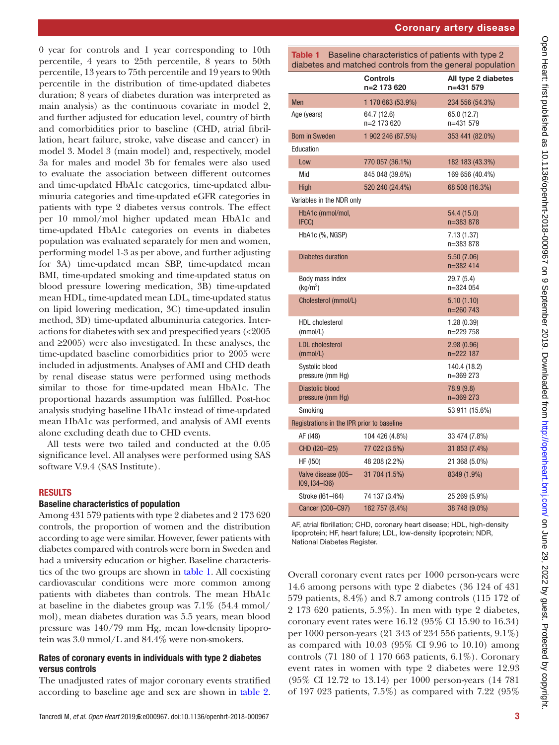0 year for controls and 1 year corresponding to 10th percentile, 4 years to 25th percentile, 8 years to 50th percentile, 13 years to 75th percentile and 19 years to 90th percentile in the distribution of time-updated diabetes duration; 8 years of diabetes duration was interpreted as main analysis) as the continuous covariate in model 2, and further adjusted for education level, country of birth and comorbidities prior to baseline (CHD, atrial fibrillation, heart failure, stroke, valve disease and cancer) in model 3. Model 3 (main model) and, respectively, model 3a for males and model 3b for females were also used to evaluate the association between different outcomes and time-updated HbA1c categories, time-updated albuminuria categories and time-updated eGFR categories in patients with type 2 diabetes versus controls. The effect per 10 mmol/mol higher updated mean HbA1c and time-updated HbA1c categories on events in diabetes population was evaluated separately for men and women, performing model 1-3 as per above, and further adjusting for 3A) time-updated mean SBP, time-updated mean BMI, time-updated smoking and time-updated status on blood pressure lowering medication, 3B) time-updated mean HDL, time-updated mean LDL, time-updated status on lipid lowering medication, 3C) time-updated insulin method, 3D) time-updated albuminuria categories. Interactions for diabetes with sex and prespecified years (<2005 and ≥2005) were also investigated. In these analyses, the time-updated baseline comorbidities prior to 2005 were included in adjustments. Analyses of AMI and CHD death by renal disease status were performed using methods similar to those for time-updated mean HbA1c. The proportional hazards assumption was fulfilled. Post-hoc analysis studying baseline HbA1c instead of time-updated mean HbA1c was performed, and analysis of AMI events alone excluding death due to CHD events.

All tests were two tailed and conducted at the 0.05 significance level. All analyses were performed using SAS software V.9.4 (SAS Institute).

## RESULTS

### Baseline characteristics of population

Among 431 579 patients with type 2 diabetes and 2 173 620 controls, the proportion of women and the distribution according to age were similar. However, fewer patients with diabetes compared with controls were born in Sweden and had a university education or higher. Baseline characteristics of the two groups are shown in table 1. All coexisting cardiovascular conditions were more common among patients with diabetes than controls. The mean HbA1c at baseline in the diabetes group was 7.1% (54.4 mmol/mol), mean diabetes duration was 5.5 years, mean blood pressure was 140/79 mm Hg, mean low-density lipoprotein was 3.0 mmol/L and 84.4% were non-smokers.

### Rates of coronary events in individuals with type 2 diabetes versus controls

The unadjusted rates of major coronary events stratified according to baseline age and sex are shown in table 2.

**Table 1** Baseline characteristics of patients with type 2 diabetes and matched controls from the general population

| | Controls n=2 173 620 | All type 2 diabetes n=431 579 |
|---|---|---|
| Men | 1 170 663 (53.9%) | 234 556 (54.3%) |
| Age (years) | 64.7 (12.6) n=2 173 620 | 65.0 (12.7) n=431 579 |
| Born in Sweden | 1 902 246 (87.5%) | 353 441 (82.0%) |
| Education | | |
| Low | 770 057 (36.1%) | 182 183 (43.3%) |
| Mid | 845 048 (39.6%) | 169 656 (40.4%) |
| High | 520 240 (24.4%) | 68 508 (16.3%) |
| Variables in the NDR only | | |
| HbA1c (mmol/mol, IFCC) | | 54.4 (15.0) n=383 878 |
| HbA1c (%, NGSP) | | 7.13 (1.37) n=383 878 |
| Diabetes duration | | 5.50 (7.06) n=382 414 |
| Body mass index (kg/m$^2$) | | 29.7 (5.4) n=324 054 |
| Cholesterol (mmol/L) | | 5.10 (1.10) n=260 743 |
| HDL cholesterol (mmol/L) | | 1.28 (0.39) n=229 758 |
| LDL cholesterol (mmol/L) | | 2.98 (0.96) n=222 187 |
| Systolic blood pressure (mm Hg) | | 140.4 (18.2) n=369 273 |
| Diastolic blood pressure (mm Hg) | | 78.9 (9.8) n=369 273 |
| Smoking | | 53 911 (15.6%) |
| Registrations in the IPR prior to baseline | | |
| AF (I48) | 104 426 (4.8%) | 33 474 (7.8%) |
| CHD (I20–I25) | 77 022 (3.5%) | 31 853 (7.4%) |
| HF (I50) | 48 208 (2.2%) | 21 368 (5.0%) |
| Valve disease (I05–I09, I34–I36) | 31 704 (1.5%) | 8349 (1.9%) |
| Stroke (I61–I64) | 74 137 (3.4%) | 25 269 (5.9%) |
| Cancer (C00–C97) | 182 757 (8.4%) | 38 748 (9.0%) |

AF, atrial fibrillation; CHD, coronary heart disease; HDL, high-density lipoprotein; HF, heart failure; LDL, low-density lipoprotein; NDR, National Diabetes Register.

Overall coronary event rates per 1000 person-years were 14.6 among persons with type 2 diabetes (36 124 of 431 579 patients, 8.4%) and 8.7 among controls (115 172 of 2 173 620 patients, 5.3%). In men with type 2 diabetes, coronary event rates were 16.12 (95% CI 15.90 to 16.34) per 1000 person-years (21 343 of 234 556 patients, 9.1%) as compared with 10.03 (95% CI 9.96 to 10.10) among controls (71 180 of 1 170 663 patients, 6.1%). Coronary event rates in women with type 2 diabetes were 12.93 (95% CI 12.72 to 13.14) per 1000 person-years (14 781 of 197 023 patients, 7.5%) as compared with 7.22 (95%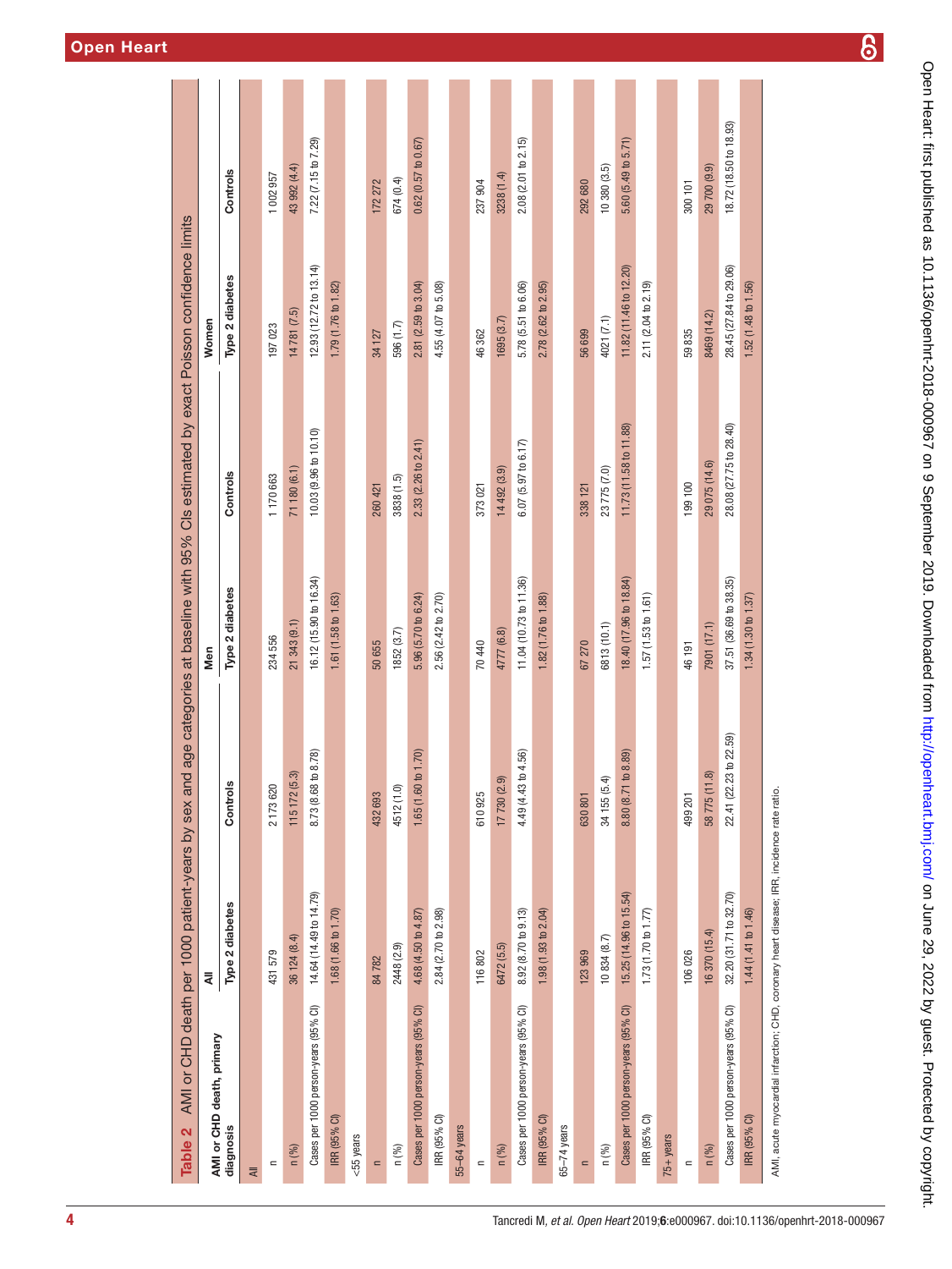**Table 2** AMI or CHD death per 1000 patient-years by sex and age categories at baseline with 95% CIs estimated by exact Poisson confidence limits

| AMI or CHD death, primary diagnosis | All | | Men | | Women | |
|---|---|---|---|---|---|---|
| | Type 2 diabetes | Controls | Type 2 diabetes | Controls | Type 2 diabetes | Controls |
| **All** | | | | | | |
| n | 431 579 | 2 173 620 | 234 556 | 1 170 663 | 197 023 | 1 002 957 |
| n (%) | 36 124 (8.4) | 115 172 (5.3) | 21 343 (9.1) | 71 180 (6.1) | 14 781 (7.5) | 43 992 (4.4) |
| Cases per 1000 person-years (95% CI) | 14.64 (14.49 to 14.79) | 8.73 (8.68 to 8.78) | 16.12 (15.90 to 16.34) | 10.03 (9.96 to 10.10) | 12.93 (12.72 to 13.14) | 7.22 (7.15 to 7.29) |
| IRR (95% CI) | 1.68 (1.66 to 1.70) | | 1.61 (1.58 to 1.63) | | 1.79 (1.76 to 1.82) | |
| **<55 years** | | | | | | |
| n | 84 782 | 432 693 | 50 655 | 260 421 | 34 127 | 172 272 |
| n (%) | 2448 (2.9) | 4512 (1.0) | 1852 (3.7) | 3838 (1.5) | 596 (1.7) | 674 (0.4) |
| Cases per 1000 person-years (95% CI) | 4.68 (4.50 to 4.87) | 1.65 (1.60 to 1.70) | 5.96 (5.70 to 6.24) | 2.33 (2.26 to 2.41) | 2.81 (2.59 to 3.04) | 0.62 (0.57 to 0.67) |
| IRR (95% CI) | 2.84 (2.70 to 2.98) | | 2.56 (2.42 to 2.70) | | 4.55 (4.07 to 5.08) | |
| **55–64 years** | | | | | | |
| n | 116 802 | 610 925 | 70 440 | 373 021 | 46 362 | 237 904 |
| n (%) | 6472 (5.5) | 17 730 (2.9) | 4777 (6.8) | 14 492 (3.9) | 1695 (3.7) | 3238 (1.4) |
| Cases per 1000 person-years (95% CI) | 8.92 (8.70 to 9.13) | 4.49 (4.43 to 4.56) | 11.04 (10.73 to 11.36) | 6.07 (5.97 to 6.17) | 5.78 (5.51 to 6.06) | 2.08 (2.01 to 2.15) |
| IRR (95% CI) | 1.98 (1.93 to 2.04) | | 1.82 (1.76 to 1.88) | | 2.78 (2.62 to 2.95) | |
| **65–74 years** | | | | | | |
| n | 123 969 | 630 801 | 67 270 | 338 121 | 56 699 | 292 680 |
| n (%) | 10 834 (8.7) | 34 155 (5.4) | 6813 (10.1) | 23 775 (7.0) | 4021 (7.1) | 10 380 (3.5) |
| Cases per 1000 person-years (95% CI) | 15.25 (14.96 to 15.54) | 8.80 (8.71 to 8.89) | 18.40 (17.96 to 18.84) | 11.73 (11.58 to 11.88) | 11.82 (11.46 to 12.20) | 5.60 (5.49 to 5.71) |
| IRR (95% CI) | 1.73 (1.70 to 1.77) | | 1.57 (1.53 to 1.61) | | 2.11 (2.04 to 2.19) | |
| **75+ years** | | | | | | |
| n | 106 026 | 499 201 | 46 191 | 199 100 | 59 835 | 300 101 |
| n (%) | 16 370 (15.4) | 58 775 (11.8) | 7901 (17.1) | 29 075 (14.6) | 8469 (14.2) | 29 700 (9.9) |
| Cases per 1000 person-years (95% CI) | 32.20 (31.71 to 32.70) | 22.41 (22.23 to 22.59) | 37.51 (36.69 to 38.35) | 28.08 (27.75 to 28.40) | 28.45 (27.84 to 29.06) | 18.72 (18.50 to 18.93) |
| IRR (95% CI) | 1.44 (1.41 to 1.46) | | 1.34 (1.30 to 1.37) | | 1.52 (1.48 to 1.56) | |

AMI, acute myocardial infarction; CHD, coronary heart disease; IRR, incidence rate ratio.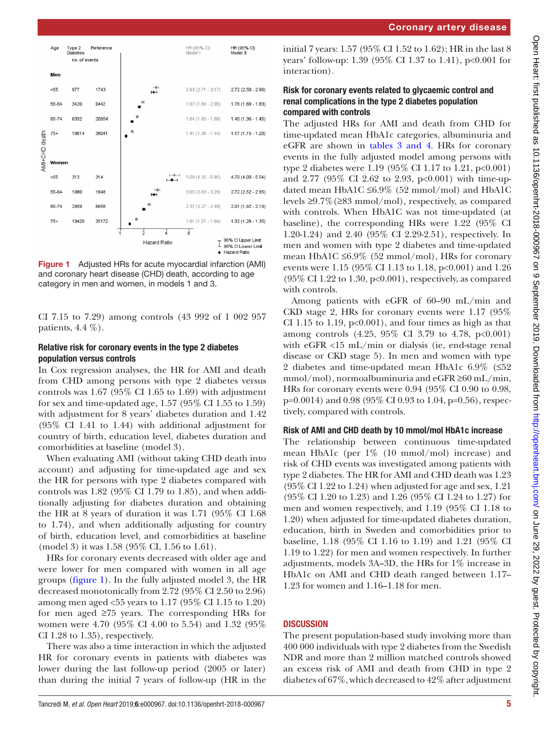| Age | Type 2 Diabetes | Reference | HR (95% CI) Model 1 | HR (95% CI) Model 3 |
|---|---|---|---|---|
| | no. of events | | | |
| **Men** | | | | |
| <55 | 977 | 1743 | 2.93 (2.71 - 3.17) | 2.72 (2.50 - 2.96) |
| 55-64 | 3420 | 9442 | 1.97 (1.89 - 2.05) | 1.76 (1.69 - 1.83) |
| 65-74 | 6332 | 20954 | 1.64 (1.60 - 1.69) | 1.40 (1.36 - 1.45) |
| 75+ | 10614 | 39041 | 1.41 (1.38 - 1.44) | 1.17 (1.15 - 1.20) |
| **Women** | | | | |
| <55 | 313 | 314 | 5.09 (4.35 - 5.95) | 4.70 (4.00 - 5.54) |
| 55-64 | 1080 | 1848 | 3.05 (2.83 - 3.29) | 2.72 (2.52 - 2.95) |
| 65-74 | 2959 | 6658 | 2.37 (2.27 - 2.48) | 2.01 (1.92 - 2.10) |
| 75+ | 10429 | 35172 | 1.61 (1.57 - 1.64) | 1.32 (1.28 - 1.35) |

**Figure 1** Adjusted HRs for acute myocardial infarction (AMI) and coronary heart disease (CHD) death, according to age category in men and women, in models 1 and 3.

CI 7.15 to 7.29) among controls (43 992 of 1 002 957 patients, 4.4 %).

### Relative risk for coronary events in the type 2 diabetes population versus controls

In Cox regression analyses, the HR for AMI and death from CHD among persons with type 2 diabetes versus controls was 1.67 (95% CI 1.65 to 1.69) with adjustment for sex and time-updated age, 1.57 (95% CI 1.55 to 1.59) with adjustment for 8 years' diabetes duration and 1.42 (95% CI 1.41 to 1.44) with additional adjustment for country of birth, education level, diabetes duration and comorbidities at baseline (model 3).

When evaluating AMI (without taking CHD death into account) and adjusting for time-updated age and sex the HR for persons with type 2 diabetes compared with controls was 1.82 (95% CI 1.79 to 1.85), and when additionally adjusting for diabetes duration and obtaining the HR at 8 years of duration it was 1.71 (95% CI 1.68 to 1.74), and when additionally adjusting for country of birth, education level, and comorbidities at baseline (model 3) it was 1.58 (95% CI, 1.56 to 1.61).

HRs for coronary events decreased with older age and were lower for men compared with women in all age groups (figure 1). In the fully adjusted model 3, the HR decreased monotonically from 2.72 (95% CI 2.50 to 2.96) among men aged <55 years to 1.17 (95% CI 1.15 to 1.20) for men aged ≥75 years. The corresponding HRs for women were 4.70 (95% CI 4.00 to 5.54) and 1.32 (95% CI 1.28 to 1.35), respectively.

There was also a time interaction in which the adjusted HR for coronary events in patients with diabetes was lower during the last follow-up period (2005 or later) than during the initial 7 years of follow-up (HR in the initial 7 years: 1.57 (95% CI 1.52 to 1.62); HR in the last 8 years' follow-up: 1.39 (95% CI 1.37 to 1.41), p<0.001 for interaction).

### Risk for coronary events related to glycaemic control and renal complications in the type 2 diabetes population compared with controls

The adjusted HRs for AMI and death from CHD for time-updated mean HbA1c categories, albuminuria and eGFR are shown in tables 3 and 4. HRs for coronary events in the fully adjusted model among persons with type 2 diabetes were 1.19 (95% CI 1.17 to 1.21, p<0.001) and 2.77 (95% CI 2.62 to 2.93, p<0.001) with time-updated mean HbA1C ≤6.9% (52 mmol/mol) and HbA1C levels ≥9.7% (≥83 mmol/mol), respectively, as compared with controls. When HbA1C was not time-updated (at baseline), the corresponding HRs were 1.22 (95% CI 1.20-1.24) and 2.40 (95% CI 2.29-2.51), respectively. In men and women with type 2 diabetes and time-updated mean HbA1C ≤6.9% (52 mmol/mol), HRs for coronary events were 1.15 (95% CI 1.13 to 1.18, p<0.001) and 1.26 (95% CI 1.22 to 1.30, p<0.001), respectively, as compared with controls.

Among patients with eGFR of 60–90 mL/min and CKD stage 2, HRs for coronary events were 1.17 (95% CI 1.15 to 1.19, p<0.001), and four times as high as that among controls (4.25, 95% CI 3.79 to 4.78, p<0.001) with eGFR <15 mL/min or dialysis (ie, end-stage renal disease or CKD stage 5). In men and women with type 2 diabetes and time-updated mean HbA1c 6.9% (≤52 mmol/mol), normoalbuminuria and eGFR ≥60 mL/min, HRs for coronary events were 0.94 (95% CI 0.90 to 0.98, p=0.0014) and 0.98 (95% CI 0.93 to 1.04, p=0.56), respectively, compared with controls.

### Risk of AMI and CHD death by 10 mmol/mol HbA1c increase

The relationship between continuous time-updated mean HbA1c (per 1% (10 mmol/mol) increase) and risk of CHD events was investigated among patients with type 2 diabetes. The HR for AMI and CHD death was 1.23 (95% CI 1.22 to 1.24) when adjusted for age and sex, 1.21 (95% CI 1.20 to 1.23) and 1.26 (95% CI 1.24 to 1.27) for men and women respectively, and 1.19 (95% CI 1.18 to 1.20) when adjusted for time-updated diabetes duration, education, birth in Sweden and comorbidities prior to baseline, 1.18 (95% CI 1.16 to 1.19) and 1.21 (95% CI 1.19 to 1.22) for men and women respectively. In further adjustments, models 3A–3D, the HRs for 1% increase in HbA1c on AMI and CHD death ranged between 1.17–1.23 for women and 1.16–1.18 for men.

## DISCUSSION

The present population-based study involving more than 400 000 individuals with type 2 diabetes from the Swedish NDR and more than 2 million matched controls showed an excess risk of AMI and death from CHD in type 2 diabetes of 67%, which decreased to 42% after adjustment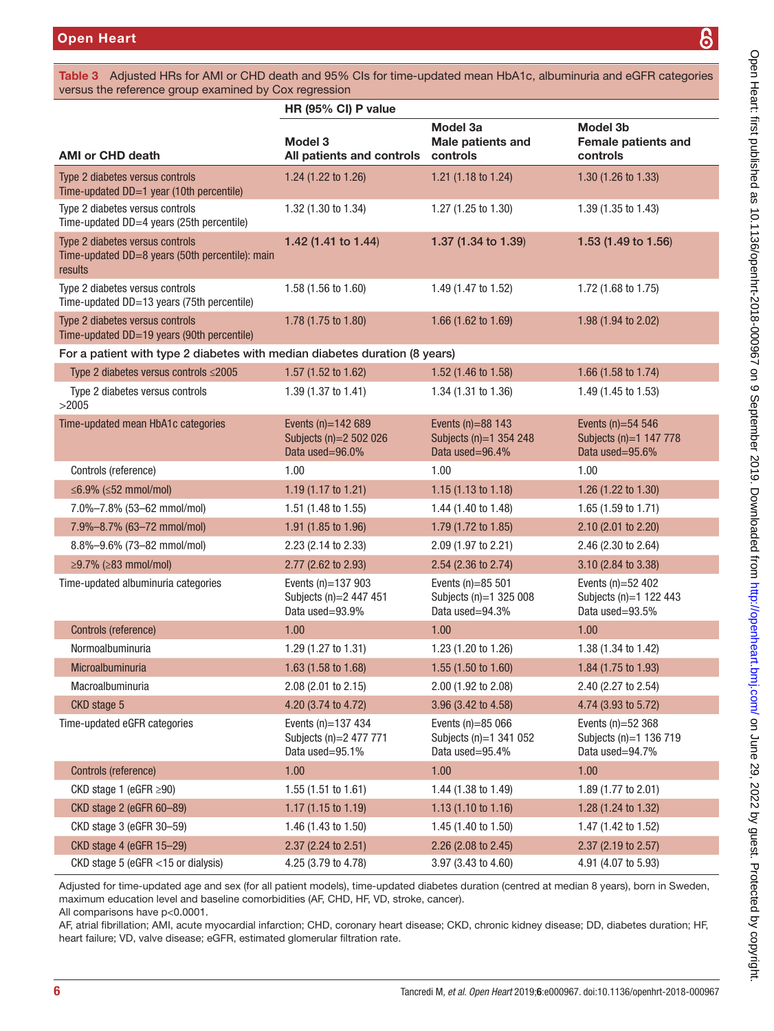**Table 3** Adjusted HRs for AMI or CHD death and 95% CIs for time-updated mean HbA1c, albuminuria and eGFR categories versus the reference group examined by Cox regression

| AMI or CHD death | HR (95% CI) P value<br>Model 3<br>All patients and controls | Model 3a<br>Male patients and controls | Model 3b<br>Female patients and controls |
|---|---|---|---|
| Type 2 diabetes versus controls<br>Time-updated DD=1 year (10th percentile) | 1.24 (1.22 to 1.26) | 1.21 (1.18 to 1.24) | 1.30 (1.26 to 1.33) |
| Type 2 diabetes versus controls<br>Time-updated DD=4 years (25th percentile) | 1.32 (1.30 to 1.34) | 1.27 (1.25 to 1.30) | 1.39 (1.35 to 1.43) |
| Type 2 diabetes versus controls<br>Time-updated DD=8 years (50th percentile): main results | **1.42 (1.41 to 1.44)** | **1.37 (1.34 to 1.39)** | **1.53 (1.49 to 1.56)** |
| Type 2 diabetes versus controls<br>Time-updated DD=13 years (75th percentile) | 1.58 (1.56 to 1.60) | 1.49 (1.47 to 1.52) | 1.72 (1.68 to 1.75) |
| Type 2 diabetes versus controls<br>Time-updated DD=19 years (90th percentile) | 1.78 (1.75 to 1.80) | 1.66 (1.62 to 1.69) | 1.98 (1.94 to 2.02) |
| For a patient with type 2 diabetes with median diabetes duration (8 years) | | | |
| Type 2 diabetes versus controls ≤2005 | 1.57 (1.52 to 1.62) | 1.52 (1.46 to 1.58) | 1.66 (1.58 to 1.74) |
| Type 2 diabetes versus controls >2005 | 1.39 (1.37 to 1.41) | 1.34 (1.31 to 1.36) | 1.49 (1.45 to 1.53) |
| Time-updated mean HbA1c categories | Events (n)=142 689<br>Subjects (n)=2 502 026<br>Data used=96.0% | Events (n)=88 143<br>Subjects (n)=1 354 248<br>Data used=96.4% | Events (n)=54 546<br>Subjects (n)=1 147 778<br>Data used=95.6% |
| Controls (reference) | 1.00 | 1.00 | 1.00 |
| ≤6.9% (≤52 mmol/mol) | 1.19 (1.17 to 1.21) | 1.15 (1.13 to 1.18) | 1.26 (1.22 to 1.30) |
| 7.0%–7.8% (53–62 mmol/mol) | 1.51 (1.48 to 1.55) | 1.44 (1.40 to 1.48) | 1.65 (1.59 to 1.71) |
| 7.9%–8.7% (63–72 mmol/mol) | 1.91 (1.85 to 1.96) | 1.79 (1.72 to 1.85) | 2.10 (2.01 to 2.20) |
| 8.8%–9.6% (73–82 mmol/mol) | 2.23 (2.14 to 2.33) | 2.09 (1.97 to 2.21) | 2.46 (2.30 to 2.64) |
| ≥9.7% (≥83 mmol/mol) | 2.77 (2.62 to 2.93) | 2.54 (2.36 to 2.74) | 3.10 (2.84 to 3.38) |
| Time-updated albuminuria categories | Events (n)=137 903<br>Subjects (n)=2 447 451<br>Data used=93.9% | Events (n)=85 501<br>Subjects (n)=1 325 008<br>Data used=94.3% | Events (n)=52 402<br>Subjects (n)=1 122 443<br>Data used=93.5% |
| Controls (reference) | 1.00 | 1.00 | 1.00 |
| Normoalbuminuria | 1.29 (1.27 to 1.31) | 1.23 (1.20 to 1.26) | 1.38 (1.34 to 1.42) |
| Microalbuminuria | 1.63 (1.58 to 1.68) | 1.55 (1.50 to 1.60) | 1.84 (1.75 to 1.93) |
| Macroalbuminuria | 2.08 (2.01 to 2.15) | 2.00 (1.92 to 2.08) | 2.40 (2.27 to 2.54) |
| CKD stage 5 | 4.20 (3.74 to 4.72) | 3.96 (3.42 to 4.58) | 4.74 (3.93 to 5.72) |
| Time-updated eGFR categories | Events (n)=137 434<br>Subjects (n)=2 477 771<br>Data used=95.1% | Events (n)=85 066<br>Subjects (n)=1 341 052<br>Data used=95.4% | Events (n)=52 368<br>Subjects (n)=1 136 719<br>Data used=94.7% |
| Controls (reference) | 1.00 | 1.00 | 1.00 |
| CKD stage 1 (eGFR ≥90) | 1.55 (1.51 to 1.61) | 1.44 (1.38 to 1.49) | 1.89 (1.77 to 2.01) |
| CKD stage 2 (eGFR 60–89) | 1.17 (1.15 to 1.19) | 1.13 (1.10 to 1.16) | 1.28 (1.24 to 1.32) |
| CKD stage 3 (eGFR 30–59) | 1.46 (1.43 to 1.50) | 1.45 (1.40 to 1.50) | 1.47 (1.42 to 1.52) |
| CKD stage 4 (eGFR 15–29) | 2.37 (2.24 to 2.51) | 2.26 (2.08 to 2.45) | 2.37 (2.19 to 2.57) |
| CKD stage 5 (eGFR <15 or dialysis) | 4.25 (3.79 to 4.78) | 3.97 (3.43 to 4.60) | 4.91 (4.07 to 5.93) |

Adjusted for time-updated age and sex (for all patient models), time-updated diabetes duration (centred at median 8 years), born in Sweden, maximum education level and baseline comorbidities (AF, CHD, HF, VD, stroke, cancer).

All comparisons have p<0.0001.

AF, atrial fibrillation; AMI, acute myocardial infarction; CHD, coronary heart disease; CKD, chronic kidney disease; DD, diabetes duration; HF, heart failure; VD, valve disease; eGFR, estimated glomerular filtration rate.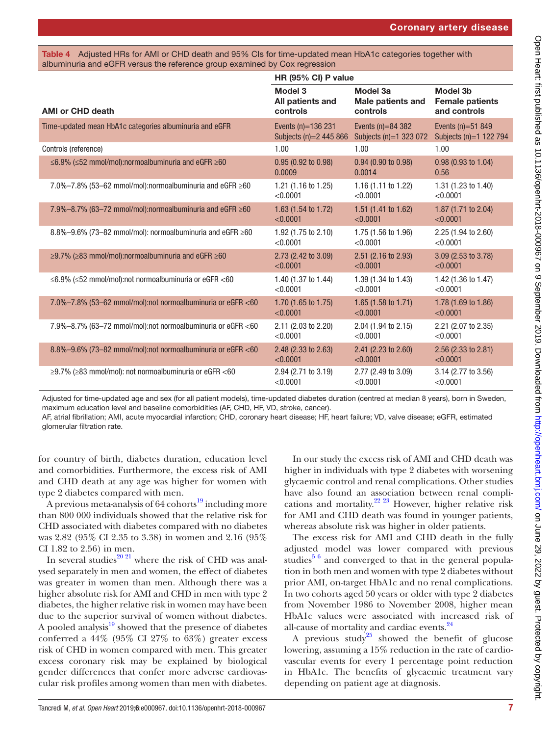**Table 4** Adjusted HRs for AMI or CHD death and 95% CIs for time-updated mean HbA1c categories together with albuminuria and eGFR versus the reference group examined by Cox regression

| AMI or CHD death | HR (95% CI) P value Model 3 All patients and controls | Model 3a Male patients and controls | Model 3b Female patients and controls |
|---|---|---|---|
| Time-updated mean HbA1c categories albuminuria and eGFR | Events (n)=136 231 Subjects (n)=2 445 866 | Events (n)=84 382 Subjects (n)=1 323 072 | Events (n)=51 849 Subjects (n)=1 122 794 |
| Controls (reference) | 1.00 | 1.00 | 1.00 |
| ≤6.9% (≤52 mmol/mol):normoalbuminuria and eGFR ≥60 | 0.95 (0.92 to 0.98) 0.0009 | 0.94 (0.90 to 0.98) 0.0014 | 0.98 (0.93 to 1.04) 0.56 |
| 7.0%–7.8% (53–62 mmol/mol):normoalbuminuria and eGFR ≥60 | 1.21 (1.16 to 1.25) <0.0001 | 1.16 (1.11 to 1.22) <0.0001 | 1.31 (1.23 to 1.40) <0.0001 |
| 7.9%–8.7% (63–72 mmol/mol):normoalbuminuria and eGFR ≥60 | 1.63 (1.54 to 1.72) <0.0001 | 1.51 (1.41 to 1.62) <0.0001 | 1.87 (1.71 to 2.04) <0.0001 |
| 8.8%–9.6% (73–82 mmol/mol): normoalbuminuria and eGFR ≥60 | 1.92 (1.75 to 2.10) <0.0001 | 1.75 (1.56 to 1.96) <0.0001 | 2.25 (1.94 to 2.60) <0.0001 |
| ≥9.7% (≥83 mmol/mol):normoalbuminuria and eGFR ≥60 | 2.73 (2.42 to 3.09) <0.0001 | 2.51 (2.16 to 2.93) <0.0001 | 3.09 (2.53 to 3.78) <0.0001 |
| ≤6.9% (≤52 mmol/mol):not normoalbuminuria or eGFR <60 | 1.40 (1.37 to 1.44) <0.0001 | 1.39 (1.34 to 1.43) <0.0001 | 1.42 (1.36 to 1.47) <0.0001 |
| 7.0%–7.8% (53–62 mmol/mol):not normoalbuminuria or eGFR <60 | 1.70 (1.65 to 1.75) <0.0001 | 1.65 (1.58 to 1.71) <0.0001 | 1.78 (1.69 to 1.86) <0.0001 |
| 7.9%–8.7% (63–72 mmol/mol):not normoalbuminuria or eGFR <60 | 2.11 (2.03 to 2.20) <0.0001 | 2.04 (1.94 to 2.15) <0.0001 | 2.21 (2.07 to 2.35) <0.0001 |
| 8.8%–9.6% (73–82 mmol/mol):not normoalbuminuria or eGFR <60 | 2.48 (2.33 to 2.63) <0.0001 | 2.41 (2.23 to 2.60) <0.0001 | 2.56 (2.33 to 2.81) <0.0001 |
| ≥9.7% (≥83 mmol/mol): not normoalbuminuria or eGFR <60 | 2.94 (2.71 to 3.19) <0.0001 | 2.77 (2.49 to 3.09) <0.0001 | 3.14 (2.77 to 3.56) <0.0001 |

Adjusted for time-updated age and sex (for all patient models), time-updated diabetes duration (centred at median 8 years), born in Sweden, maximum education level and baseline comorbidities (AF, CHD, HF, VD, stroke, cancer).

AF, atrial fibrillation; AMI, acute myocardial infarction; CHD, coronary heart disease; HF, heart failure; VD, valve disease; eGFR, estimated glomerular filtration rate.

for country of birth, diabetes duration, education level and comorbidities. Furthermore, the excess risk of AMI and CHD death at any age was higher for women with type 2 diabetes compared with men.

A previous meta-analysis of 64 cohorts[19] including more than 800 000 individuals showed that the relative risk for CHD associated with diabetes compared with no diabetes was 2.82 (95% CI 2.35 to 3.38) in women and 2.16 (95% CI 1.82 to 2.56) in men.

In several studies[20 21] where the risk of CHD was analysed separately in men and women, the effect of diabetes was greater in women than men. Although there was a higher absolute risk for AMI and CHD in men with type 2 diabetes, the higher relative risk in women may have been due to the superior survival of women without diabetes. A pooled analysis[19] showed that the presence of diabetes conferred a 44% (95% CI 27% to 63%) greater excess risk of CHD in women compared with men. This greater excess coronary risk may be explained by biological gender differences that confer more adverse cardiovascular risk profiles among women than men with diabetes.

In our study the excess risk of AMI and CHD death was higher in individuals with type 2 diabetes with worsening glycaemic control and renal complications. Other studies have also found an association between renal complications and mortality.[22 23] However, higher relative risk for AMI and CHD death was found in younger patients, whereas absolute risk was higher in older patients.

The excess risk for AMI and CHD death in the fully adjusted model was lower compared with previous studies[5 6] and converged to that in the general population in both men and women with type 2 diabetes without prior AMI, on-target HbA1c and no renal complications. In two cohorts aged 50 years or older with type 2 diabetes from November 1986 to November 2008, higher mean HbA1c values were associated with increased risk of all-cause of mortality and cardiac events.[24]

A previous study[25] showed the benefit of glucose lowering, assuming a 15% reduction in the rate of cardiovascular events for every 1 percentage point reduction in HbA1c. The benefits of glycaemic treatment vary depending on patient age at diagnosis.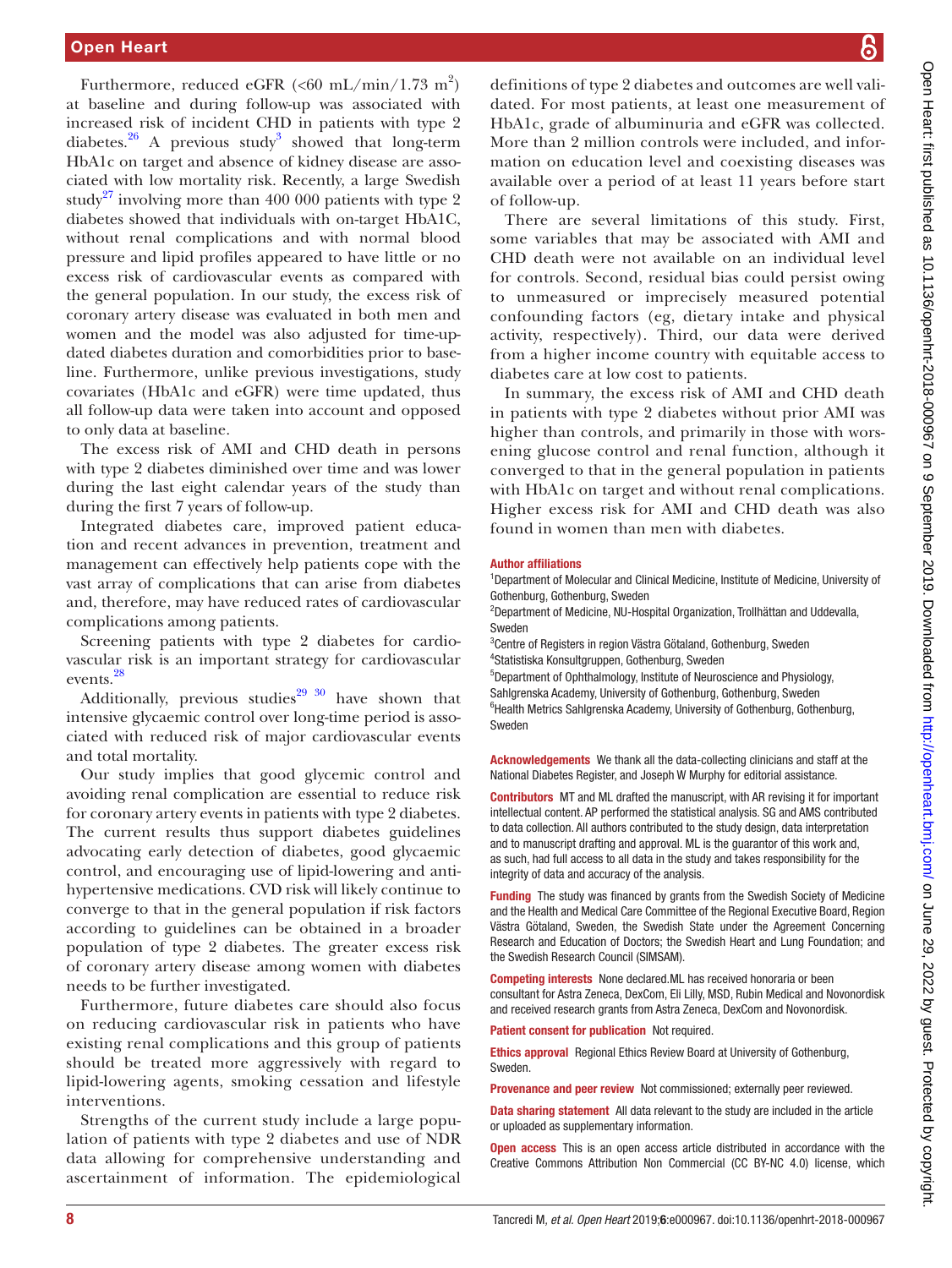Furthermore, reduced eGFR (<60 mL/min/1.73 $m^2$) at baseline and during follow-up was associated with increased risk of incident CHD in patients with type 2 diabetes.[26] A previous study[3] showed that long-term HbA1c on target and absence of kidney disease are associated with low mortality risk. Recently, a large Swedish study[27] involving more than 400 000 patients with type 2 diabetes showed that individuals with on-target HbA1C, without renal complications and with normal blood pressure and lipid profiles appeared to have little or no excess risk of cardiovascular events as compared with the general population. In our study, the excess risk of coronary artery disease was evaluated in both men and women and the model was also adjusted for time-updated diabetes duration and comorbidities prior to baseline. Furthermore, unlike previous investigations, study covariates (HbA1c and eGFR) were time updated, thus all follow-up data were taken into account and opposed to only data at baseline.

The excess risk of AMI and CHD death in persons with type 2 diabetes diminished over time and was lower during the last eight calendar years of the study than during the first 7 years of follow-up.

Integrated diabetes care, improved patient education and recent advances in prevention, treatment and management can effectively help patients cope with the vast array of complications that can arise from diabetes and, therefore, may have reduced rates of cardiovascular complications among patients.

Screening patients with type 2 diabetes for cardiovascular risk is an important strategy for cardiovascular events.[28]

Additionally, previous studies[29 30] have shown that intensive glycaemic control over long-time period is associated with reduced risk of major cardiovascular events and total mortality.

Our study implies that good glycemic control and avoiding renal complication are essential to reduce risk for coronary artery events in patients with type 2 diabetes. The current results thus support diabetes guidelines advocating early detection of diabetes, good glycaemic control, and encouraging use of lipid-lowering and antihypertensive medications. CVD risk will likely continue to converge to that in the general population if risk factors according to guidelines can be obtained in a broader population of type 2 diabetes. The greater excess risk of coronary artery disease among women with diabetes needs to be further investigated.

Furthermore, future diabetes care should also focus on reducing cardiovascular risk in patients who have existing renal complications and this group of patients should be treated more aggressively with regard to lipid-lowering agents, smoking cessation and lifestyle interventions.

Strengths of the current study include a large population of patients with type 2 diabetes and use of NDR data allowing for comprehensive understanding and ascertainment of information. The epidemiological definitions of type 2 diabetes and outcomes are well validated. For most patients, at least one measurement of HbA1c, grade of albuminuria and eGFR was collected. More than 2 million controls were included, and information on education level and coexisting diseases was available over a period of at least 11 years before start of follow-up.

There are several limitations of this study. First, some variables that may be associated with AMI and CHD death were not available on an individual level for controls. Second, residual bias could persist owing to unmeasured or imprecisely measured potential confounding factors (eg, dietary intake and physical activity, respectively). Third, our data were derived from a higher income country with equitable access to diabetes care at low cost to patients.

In summary, the excess risk of AMI and CHD death in patients with type 2 diabetes without prior AMI was higher than controls, and primarily in those with worsening glucose control and renal function, although it converged to that in the general population in patients with HbA1c on target and without renal complications. Higher excess risk for AMI and CHD death was also found in women than men with diabetes.

**Author affiliations**

[1]Department of Molecular and Clinical Medicine, Institute of Medicine, University of Gothenburg, Gothenburg, Sweden
[2]Department of Medicine, NU-Hospital Organization, Trollhättan and Uddevalla, Sweden
[3]Centre of Registers in region Västra Götaland, Gothenburg, Sweden
[4]Statistiska Konsultgruppen, Gothenburg, Sweden
[5]Department of Ophthalmology, Institute of Neuroscience and Physiology, Sahlgrenska Academy, University of Gothenburg, Gothenburg, Sweden
[6]Health Metrics Sahlgrenska Academy, University of Gothenburg, Gothenburg, Sweden

**Acknowledgements** We thank all the data-collecting clinicians and staff at the National Diabetes Register, and Joseph W Murphy for editorial assistance.

**Contributors** MT and ML drafted the manuscript, with AR revising it for important intellectual content. AP performed the statistical analysis. SG and AMS contributed to data collection. All authors contributed to the study design, data interpretation and to manuscript drafting and approval. ML is the guarantor of this work and, as such, had full access to all data in the study and takes responsibility for the integrity of data and accuracy of the analysis.

**Funding** The study was financed by grants from the Swedish Society of Medicine and the Health and Medical Care Committee of the Regional Executive Board, Region Västra Götaland, Sweden, the Swedish State under the Agreement Concerning Research and Education of Doctors; the Swedish Heart and Lung Foundation; and the Swedish Research Council (SIMSAM).

**Competing interests** None declared.ML has received honoraria or been consultant for Astra Zeneca, DexCom, Eli Lilly, MSD, Rubin Medical and Novonordisk and received research grants from Astra Zeneca, DexCom and Novonordisk.

**Patient consent for publication** Not required.

**Ethics approval** Regional Ethics Review Board at University of Gothenburg, Sweden.

**Provenance and peer review** Not commissioned; externally peer reviewed.

**Data sharing statement** All data relevant to the study are included in the article or uploaded as supplementary information.

**Open access** This is an open access article distributed in accordance with the Creative Commons Attribution Non Commercial (CC BY-NC 4.0) license, which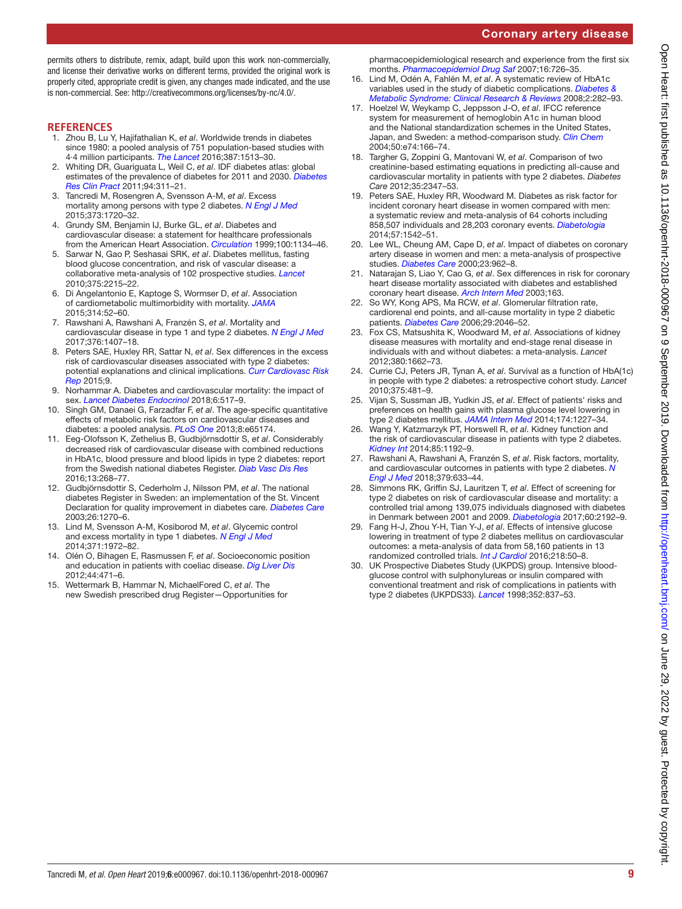permits others to distribute, remix, adapt, build upon this work non-commercially, and license their derivative works on different terms, provided the original work is properly cited, appropriate credit is given, any changes made indicated, and the use is non-commercial. See: http://creativecommons.org/licenses/by-nc/4.0/.

## REFERENCES

1. Zhou B, Lu Y, Hajifathalian K, *et al*. Worldwide trends in diabetes since 1980: a pooled analysis of 751 population-based studies with 4·4 million participants. *The Lancet* 2016;387:1513–30.
2. Whiting DR, Guariguata L, Weil C, *et al*. IDF diabetes atlas: global estimates of the prevalence of diabetes for 2011 and 2030. *Diabetes Res Clin Pract* 2011;94:311–21.
3. Tancredi M, Rosengren A, Svensson A-M, *et al*. Excess mortality among persons with type 2 diabetes. *N Engl J Med* 2015;373:1720–32.
4. Grundy SM, Benjamin IJ, Burke GL, *et al*. Diabetes and cardiovascular disease: a statement for healthcare professionals from the American Heart Association. *Circulation* 1999;100:1134–46.
5. Sarwar N, Gao P, Seshasai SRK, *et al*. Diabetes mellitus, fasting blood glucose concentration, and risk of vascular disease: a collaborative meta-analysis of 102 prospective studies. *Lancet* 2010;375:2215–22.
6. Di Angelantonio E, Kaptoge S, Wormser D, *et al*. Association of cardiometabolic multimorbidity with mortality. *JAMA* 2015;314:52–60.
7. Rawshani A, Rawshani A, Franzén S, *et al*. Mortality and cardiovascular disease in type 1 and type 2 diabetes. *N Engl J Med* 2017;376:1407–18.
8. Peters SAE, Huxley RR, Sattar N, *et al*. Sex differences in the excess risk of cardiovascular diseases associated with type 2 diabetes: potential explanations and clinical implications. *Curr Cardiovasc Risk Rep* 2015;9.
9. Norhammar A. Diabetes and cardiovascular mortality: the impact of sex. *Lancet Diabetes Endocrinol* 2018;6:517–9.
10. Singh GM, Danaei G, Farzadfar F, *et al*. The age-specific quantitative effects of metabolic risk factors on cardiovascular diseases and diabetes: a pooled analysis. *PLoS One* 2013;8:e65174.
11. Eeg-Olofsson K, Zethelius B, Gudbjörnsdottir S, *et al*. Considerably decreased risk of cardiovascular disease with combined reductions in HbA1c, blood pressure and blood lipids in type 2 diabetes: report from the Swedish national diabetes Register. *Diab Vasc Dis Res* 2016;13:268–77.
12. Gudbjörnsdottir S, Cederholm J, Nilsson PM, *et al*. The national diabetes Register in Sweden: an implementation of the St. Vincent Declaration for quality improvement in diabetes care. *Diabetes Care* 2003;26:1270–6.
13. Lind M, Svensson A-M, Kosiborod M, *et al*. Glycemic control and excess mortality in type 1 diabetes. *N Engl J Med* 2014;371:1972–82.
14. Olén O, Bihagen E, Rasmussen F, *et al*. Socioeconomic position and education in patients with coeliac disease. *Dig Liver Dis* 2012;44:471–6.
15. Wettermark B, Hammar N, MichaelFored C, *et al*. The new Swedish prescribed drug Register—Opportunities for pharmacoepidemiological research and experience from the first six months. *Pharmacoepidemiol Drug Saf* 2007;16:726–35.
16. Lind M, Odén A, Fahlén M, *et al*. A systematic review of HbA1c variables used in the study of diabetic complications. *Diabetes & Metabolic Syndrome: Clinical Research & Reviews* 2008;2:282–93.
17. Hoelzel W, Weykamp C, Jeppsson J-O, *et al*. IFCC reference system for measurement of hemoglobin A1c in human blood and the National standardization schemes in the United States, Japan, and Sweden: a method-comparison study. *Clin Chem* 2004;50:e74:166–74.
18. Targher G, Zoppini G, Mantovani W, *et al*. Comparison of two creatinine-based estimating equations in predicting all-cause and cardiovascular mortality in patients with type 2 diabetes. *Diabetes Care* 2012;35:2347–53.
19. Peters SAE, Huxley RR, Woodward M. Diabetes as risk factor for incident coronary heart disease in women compared with men: a systematic review and meta-analysis of 64 cohorts including 858,507 individuals and 28,203 coronary events. *Diabetologia* 2014;57:1542–51.
20. Lee WL, Cheung AM, Cape D, *et al*. Impact of diabetes on coronary artery disease in women and men: a meta-analysis of prospective studies. *Diabetes Care* 2000;23:962–8.
21. Natarajan S, Liao Y, Cao G, *et al*. Sex differences in risk for coronary heart disease mortality associated with diabetes and established coronary heart disease. *Arch Intern Med* 2003;163.
22. So WY, Kong APS, Ma RCW, *et al*. Glomerular filtration rate, cardiorenal end points, and all-cause mortality in type 2 diabetic patients. *Diabetes Care* 2006;29:2046–52.
23. Fox CS, Matsushita K, Woodward M, *et al*. Associations of kidney disease measures with mortality and end-stage renal disease in individuals with and without diabetes: a meta-analysis. *Lancet* 2012;380:1662–73.
24. Currie CJ, Peters JR, Tynan A, *et al*. Survival as a function of HbA(1c) in people with type 2 diabetes: a retrospective cohort study. *Lancet* 2010;375:481–9.
25. Vijan S, Sussman JB, Yudkin JS, *et al*. Effect of patients' risks and preferences on health gains with plasma glucose level lowering in type 2 diabetes mellitus. *JAMA Intern Med* 2014;174:1227–34.
26. Wang Y, Katzmarzyk PT, Horswell R, *et al*. Kidney function and the risk of cardiovascular disease in patients with type 2 diabetes. *Kidney Int* 2014;85:1192–9.
27. Rawshani A, Rawshani A, Franzén S, *et al*. Risk factors, mortality, and cardiovascular outcomes in patients with type 2 diabetes. *N Engl J Med* 2018;379:633–44.
28. Simmons RK, Griffin SJ, Lauritzen T, *et al*. Effect of screening for type 2 diabetes on risk of cardiovascular disease and mortality: a controlled trial among 139,075 individuals diagnosed with diabetes in Denmark between 2001 and 2009. *Diabetologia* 2017;60:2192–9.
29. Fang H-J, Zhou Y-H, Tian Y-J, *et al*. Effects of intensive glucose lowering in treatment of type 2 diabetes mellitus on cardiovascular outcomes: a meta-analysis of data from 58,160 patients in 13 randomized controlled trials. *Int J Cardiol* 2016;218:50–8.
30. UK Prospective Diabetes Study (UKPDS) group. Intensive blood-glucose control with sulphonylureas or insulin compared with conventional treatment and risk of complications in patients with type 2 diabetes (UKPDS33). *Lancet* 1998;352:837–53.